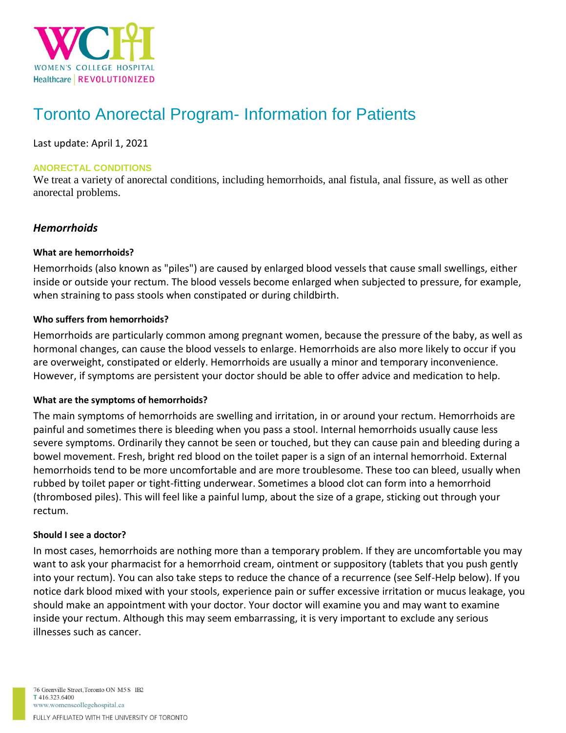# Toronto Anorectal Program- Information for Patients

Last update: April 1, 2021

## ANORECTAL CONDITIONS

We treat a variety of anorectal conditions, including hemorrhoids, anal fistula, anal fissure, as well as other anorectal problems.

### *Hemorrhoids*

**What are hemorrhoids?**

Hemorrhoids (also known as "piles") are caused by enlarged blood vessels that cause small swellings, either inside or outside your rectum. The blood vessels become enlarged when subjected to pressure, for example, when straining to pass stools when constipated or during childbirth.

**Who suffers from hemorrhoids?**

Hemorrhoids are particularly common among pregnant women, because the pressure of the baby, as well as hormonal changes, can cause the blood vessels to enlarge. Hemorrhoids are also more likely to occur if you are overweight, constipated or elderly. Hemorrhoids are usually a minor and temporary inconvenience. However, if symptoms are persistent your doctor should be able to offer advice and medication to help.

**What are the symptoms of hemorrhoids?**

The main symptoms of hemorrhoids are swelling and irritation, in or around your rectum. Hemorrhoids are painful and sometimes there is bleeding when you pass a stool. Internal hemorrhoids usually cause less severe symptoms. Ordinarily they cannot be seen or touched, but they can cause pain and bleeding during a bowel movement. Fresh, bright red blood on the toilet paper is a sign of an internal hemorrhoid. External hemorrhoids tend to be more uncomfortable and are more troublesome. These too can bleed, usually when rubbed by toilet paper or tight-fitting underwear. Sometimes a blood clot can form into a hemorrhoid (thrombosed piles). This will feel like a painful lump, about the size of a grape, sticking out through your rectum.

**Should I see a doctor?**

In most cases, hemorrhoids are nothing more than a temporary problem. If they are uncomfortable you may want to ask your pharmacist for a hemorrhoid cream, ointment or suppository (tablets that you push gently into your rectum). You can also take steps to reduce the chance of a recurrence (see Self-Help below). If you notice dark blood mixed with your stools, experience pain or suffer excessive irritation or mucus leakage, you should make an appointment with your doctor. Your doctor will examine you and may want to examine inside your rectum. Although this may seem embarrassing, it is very important to exclude any serious illnesses such as cancer.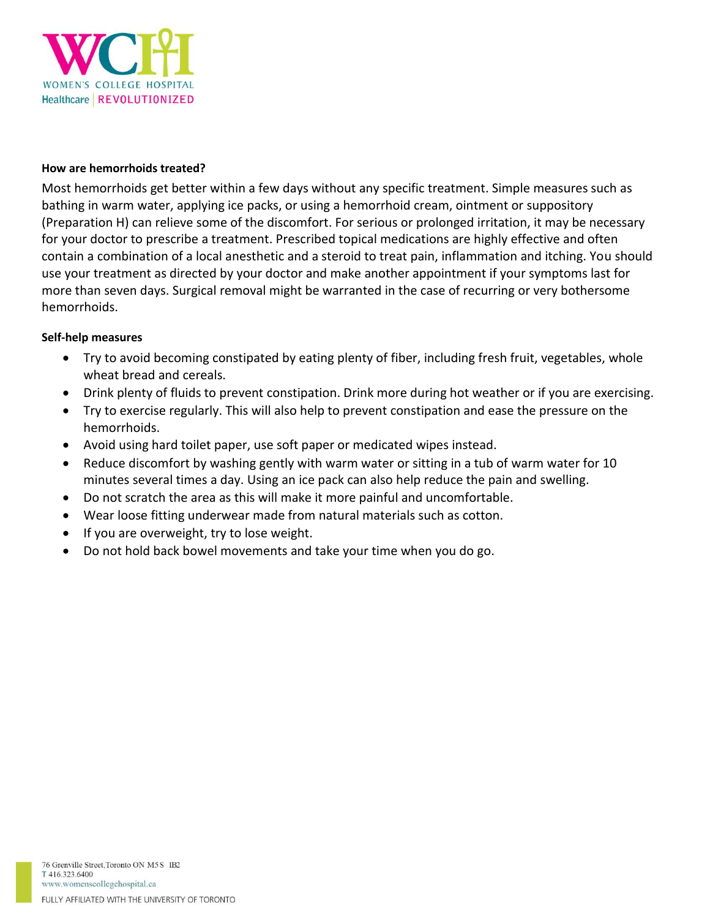**How are hemorrhoids treated?**

Most hemorrhoids get better within a few days without any specific treatment. Simple measures such as bathing in warm water, applying ice packs, or using a hemorrhoid cream, ointment or suppository (Preparation H) can relieve some of the discomfort. For serious or prolonged irritation, it may be necessary for your doctor to prescribe a treatment. Prescribed topical medications are highly effective and often contain a combination of a local anesthetic and a steroid to treat pain, inflammation and itching. You should use your treatment as directed by your doctor and make another appointment if your symptoms last for more than seven days. Surgical removal might be warranted in the case of recurring or very bothersome hemorrhoids.

**Self-help measures**

- Try to avoid becoming constipated by eating plenty of fiber, including fresh fruit, vegetables, whole wheat bread and cereals.
- Drink plenty of fluids to prevent constipation. Drink more during hot weather or if you are exercising.
- Try to exercise regularly. This will also help to prevent constipation and ease the pressure on the hemorrhoids.
- Avoid using hard toilet paper, use soft paper or medicated wipes instead.
- Reduce discomfort by washing gently with warm water or sitting in a tub of warm water for 10 minutes several times a day. Using an ice pack can also help reduce the pain and swelling.
- Do not scratch the area as this will make it more painful and uncomfortable.
- Wear loose fitting underwear made from natural materials such as cotton.
- If you are overweight, try to lose weight.
- Do not hold back bowel movements and take your time when you do go.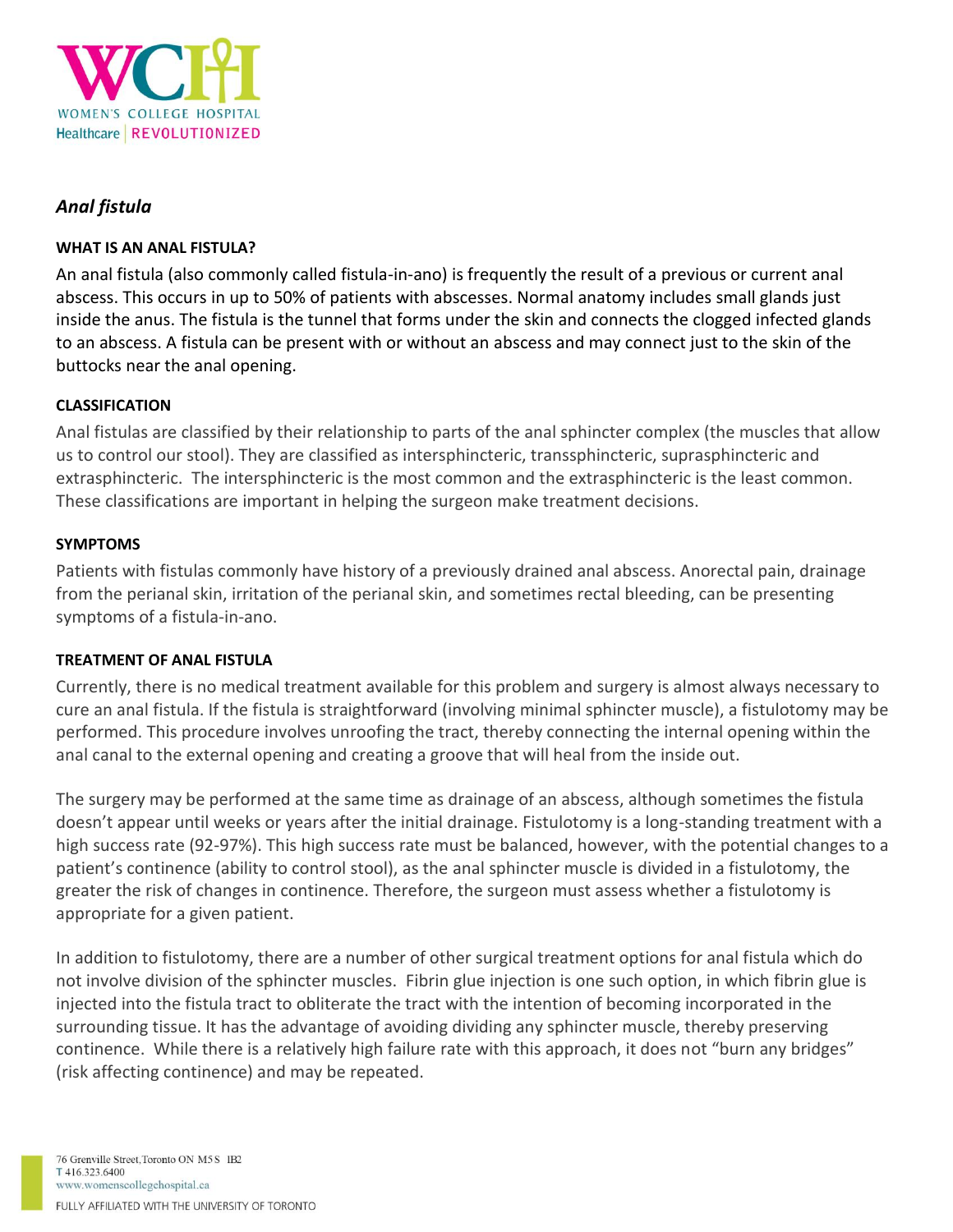*Anal fistula*

**WHAT IS AN ANAL FISTULA?**

An anal fistula (also commonly called fistula-in-ano) is frequently the result of a previous or current anal abscess. This occurs in up to 50% of patients with abscesses. Normal anatomy includes small glands just inside the anus. The fistula is the tunnel that forms under the skin and connects the clogged infected glands to an abscess. A fistula can be present with or without an abscess and may connect just to the skin of the buttocks near the anal opening.

**CLASSIFICATION**

Anal fistulas are classified by their relationship to parts of the anal sphincter complex (the muscles that allow us to control our stool). They are classified as intersphincteric, transsphincteric, suprasphincteric and extrasphincteric. The intersphincteric is the most common and the extrasphincteric is the least common. These classifications are important in helping the surgeon make treatment decisions.

**SYMPTOMS**

Patients with fistulas commonly have history of a previously drained anal abscess. Anorectal pain, drainage from the perianal skin, irritation of the perianal skin, and sometimes rectal bleeding, can be presenting symptoms of a fistula-in-ano.

**TREATMENT OF ANAL FISTULA**

Currently, there is no medical treatment available for this problem and surgery is almost always necessary to cure an anal fistula. If the fistula is straightforward (involving minimal sphincter muscle), a fistulotomy may be performed. This procedure involves unroofing the tract, thereby connecting the internal opening within the anal canal to the external opening and creating a groove that will heal from the inside out.

The surgery may be performed at the same time as drainage of an abscess, although sometimes the fistula doesn't appear until weeks or years after the initial drainage. Fistulotomy is a long-standing treatment with a high success rate (92-97%). This high success rate must be balanced, however, with the potential changes to a patient's continence (ability to control stool), as the anal sphincter muscle is divided in a fistulotomy, the greater the risk of changes in continence. Therefore, the surgeon must assess whether a fistulotomy is appropriate for a given patient.

In addition to fistulotomy, there are a number of other surgical treatment options for anal fistula which do not involve division of the sphincter muscles. Fibrin glue injection is one such option, in which fibrin glue is injected into the fistula tract to obliterate the tract with the intention of becoming incorporated in the surrounding tissue. It has the advantage of avoiding dividing any sphincter muscle, thereby preserving continence. While there is a relatively high failure rate with this approach, it does not "burn any bridges" (risk affecting continence) and may be repeated.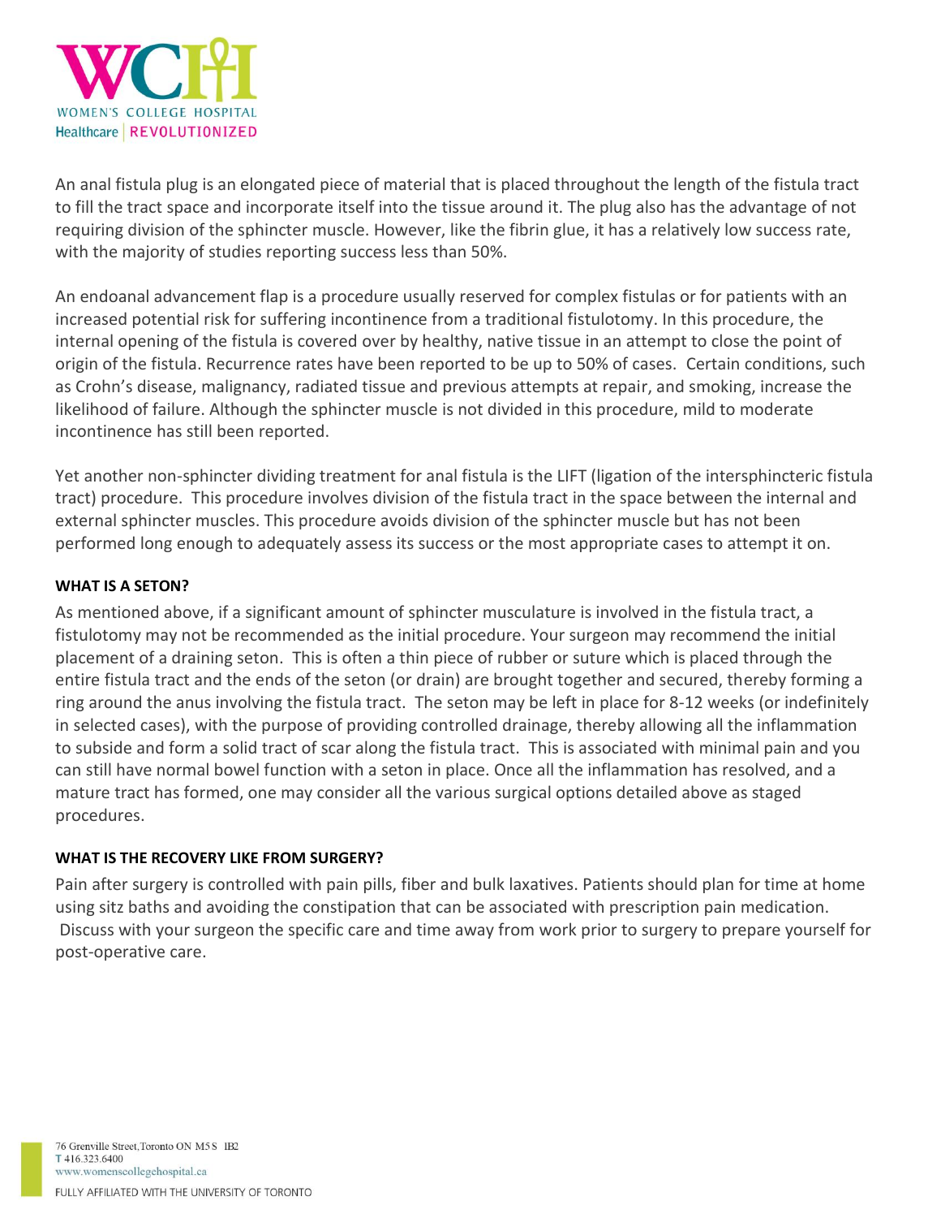An anal fistula plug is an elongated piece of material that is placed throughout the length of the fistula tract to fill the tract space and incorporate itself into the tissue around it. The plug also has the advantage of not requiring division of the sphincter muscle. However, like the fibrin glue, it has a relatively low success rate, with the majority of studies reporting success less than 50%.

An endoanal advancement flap is a procedure usually reserved for complex fistulas or for patients with an increased potential risk for suffering incontinence from a traditional fistulotomy. In this procedure, the internal opening of the fistula is covered over by healthy, native tissue in an attempt to close the point of origin of the fistula. Recurrence rates have been reported to be up to 50% of cases. Certain conditions, such as Crohn's disease, malignancy, radiated tissue and previous attempts at repair, and smoking, increase the likelihood of failure. Although the sphincter muscle is not divided in this procedure, mild to moderate incontinence has still been reported.

Yet another non-sphincter dividing treatment for anal fistula is the LIFT (ligation of the intersphincteric fistula tract) procedure. This procedure involves division of the fistula tract in the space between the internal and external sphincter muscles. This procedure avoids division of the sphincter muscle but has not been performed long enough to adequately assess its success or the most appropriate cases to attempt it on.

**WHAT IS A SETON?**

As mentioned above, if a significant amount of sphincter musculature is involved in the fistula tract, a fistulotomy may not be recommended as the initial procedure. Your surgeon may recommend the initial placement of a draining seton. This is often a thin piece of rubber or suture which is placed through the entire fistula tract and the ends of the seton (or drain) are brought together and secured, thereby forming a ring around the anus involving the fistula tract. The seton may be left in place for 8-12 weeks (or indefinitely in selected cases), with the purpose of providing controlled drainage, thereby allowing all the inflammation to subside and form a solid tract of scar along the fistula tract. This is associated with minimal pain and you can still have normal bowel function with a seton in place. Once all the inflammation has resolved, and a mature tract has formed, one may consider all the various surgical options detailed above as staged procedures.

**WHAT IS THE RECOVERY LIKE FROM SURGERY?**

Pain after surgery is controlled with pain pills, fiber and bulk laxatives. Patients should plan for time at home using sitz baths and avoiding the constipation that can be associated with prescription pain medication. Discuss with your surgeon the specific care and time away from work prior to surgery to prepare yourself for post-operative care.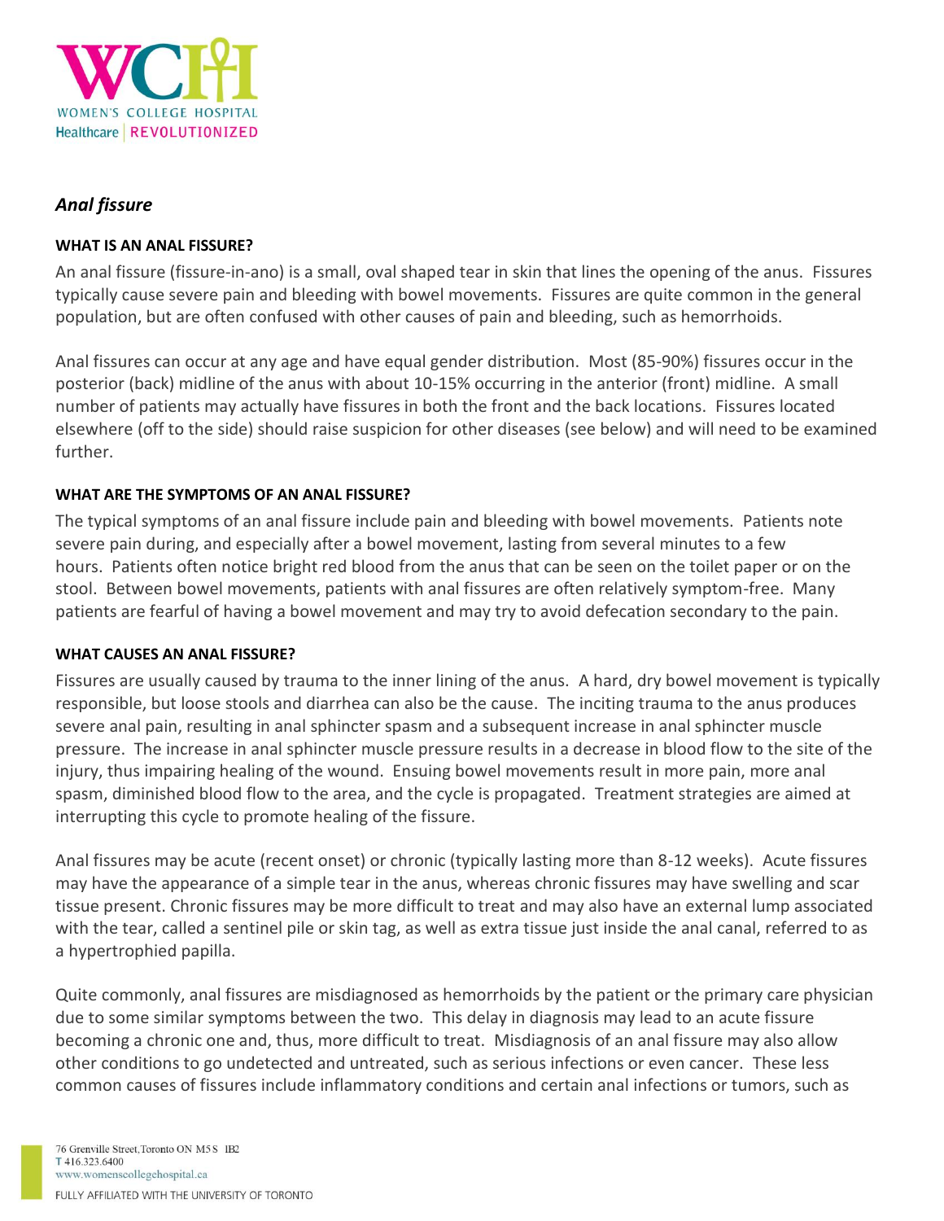## *Anal fissure*

### WHAT IS AN ANAL FISSURE?

An anal fissure (fissure-in-ano) is a small, oval shaped tear in skin that lines the opening of the anus. Fissures typically cause severe pain and bleeding with bowel movements. Fissures are quite common in the general population, but are often confused with other causes of pain and bleeding, such as hemorrhoids.

Anal fissures can occur at any age and have equal gender distribution. Most (85-90%) fissures occur in the posterior (back) midline of the anus with about 10-15% occurring in the anterior (front) midline. A small number of patients may actually have fissures in both the front and the back locations. Fissures located elsewhere (off to the side) should raise suspicion for other diseases (see below) and will need to be examined further.

### WHAT ARE THE SYMPTOMS OF AN ANAL FISSURE?

The typical symptoms of an anal fissure include pain and bleeding with bowel movements. Patients note severe pain during, and especially after a bowel movement, lasting from several minutes to a few hours. Patients often notice bright red blood from the anus that can be seen on the toilet paper or on the stool. Between bowel movements, patients with anal fissures are often relatively symptom-free. Many patients are fearful of having a bowel movement and may try to avoid defecation secondary to the pain.

### WHAT CAUSES AN ANAL FISSURE?

Fissures are usually caused by trauma to the inner lining of the anus. A hard, dry bowel movement is typically responsible, but loose stools and diarrhea can also be the cause. The inciting trauma to the anus produces severe anal pain, resulting in anal sphincter spasm and a subsequent increase in anal sphincter muscle pressure. The increase in anal sphincter muscle pressure results in a decrease in blood flow to the site of the injury, thus impairing healing of the wound. Ensuing bowel movements result in more pain, more anal spasm, diminished blood flow to the area, and the cycle is propagated. Treatment strategies are aimed at interrupting this cycle to promote healing of the fissure.

Anal fissures may be acute (recent onset) or chronic (typically lasting more than 8-12 weeks). Acute fissures may have the appearance of a simple tear in the anus, whereas chronic fissures may have swelling and scar tissue present. Chronic fissures may be more difficult to treat and may also have an external lump associated with the tear, called a sentinel pile or skin tag, as well as extra tissue just inside the anal canal, referred to as a hypertrophied papilla.

Quite commonly, anal fissures are misdiagnosed as hemorrhoids by the patient or the primary care physician due to some similar symptoms between the two. This delay in diagnosis may lead to an acute fissure becoming a chronic one and, thus, more difficult to treat. Misdiagnosis of an anal fissure may also allow other conditions to go undetected and untreated, such as serious infections or even cancer. These less common causes of fissures include inflammatory conditions and certain anal infections or tumors, such as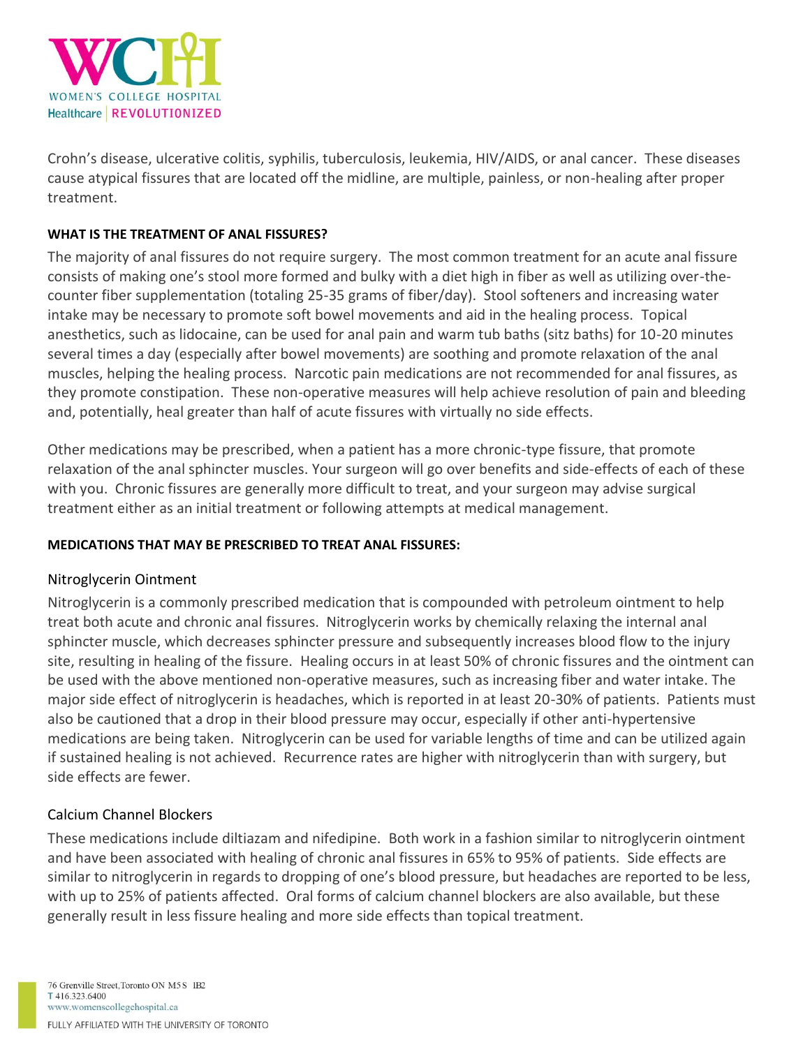Crohn's disease, ulcerative colitis, syphilis, tuberculosis, leukemia, HIV/AIDS, or anal cancer. These diseases cause atypical fissures that are located off the midline, are multiple, painless, or non-healing after proper treatment.

**WHAT IS THE TREATMENT OF ANAL FISSURES?**

The majority of anal fissures do not require surgery. The most common treatment for an acute anal fissure consists of making one's stool more formed and bulky with a diet high in fiber as well as utilizing over-the-counter fiber supplementation (totaling 25-35 grams of fiber/day). Stool softeners and increasing water intake may be necessary to promote soft bowel movements and aid in the healing process. Topical anesthetics, such as lidocaine, can be used for anal pain and warm tub baths (sitz baths) for 10-20 minutes several times a day (especially after bowel movements) are soothing and promote relaxation of the anal muscles, helping the healing process. Narcotic pain medications are not recommended for anal fissures, as they promote constipation. These non-operative measures will help achieve resolution of pain and bleeding and, potentially, heal greater than half of acute fissures with virtually no side effects.

Other medications may be prescribed, when a patient has a more chronic-type fissure, that promote relaxation of the anal sphincter muscles. Your surgeon will go over benefits and side-effects of each of these with you. Chronic fissures are generally more difficult to treat, and your surgeon may advise surgical treatment either as an initial treatment or following attempts at medical management.

**MEDICATIONS THAT MAY BE PRESCRIBED TO TREAT ANAL FISSURES:**

### Nitroglycerin Ointment

Nitroglycerin is a commonly prescribed medication that is compounded with petroleum ointment to help treat both acute and chronic anal fissures. Nitroglycerin works by chemically relaxing the internal anal sphincter muscle, which decreases sphincter pressure and subsequently increases blood flow to the injury site, resulting in healing of the fissure. Healing occurs in at least 50% of chronic fissures and the ointment can be used with the above mentioned non-operative measures, such as increasing fiber and water intake. The major side effect of nitroglycerin is headaches, which is reported in at least 20-30% of patients. Patients must also be cautioned that a drop in their blood pressure may occur, especially if other anti-hypertensive medications are being taken. Nitroglycerin can be used for variable lengths of time and can be utilized again if sustained healing is not achieved. Recurrence rates are higher with nitroglycerin than with surgery, but side effects are fewer.

### Calcium Channel Blockers

These medications include diltiazam and nifedipine. Both work in a fashion similar to nitroglycerin ointment and have been associated with healing of chronic anal fissures in 65% to 95% of patients. Side effects are similar to nitroglycerin in regards to dropping of one's blood pressure, but headaches are reported to be less, with up to 25% of patients affected. Oral forms of calcium channel blockers are also available, but these generally result in less fissure healing and more side effects than topical treatment.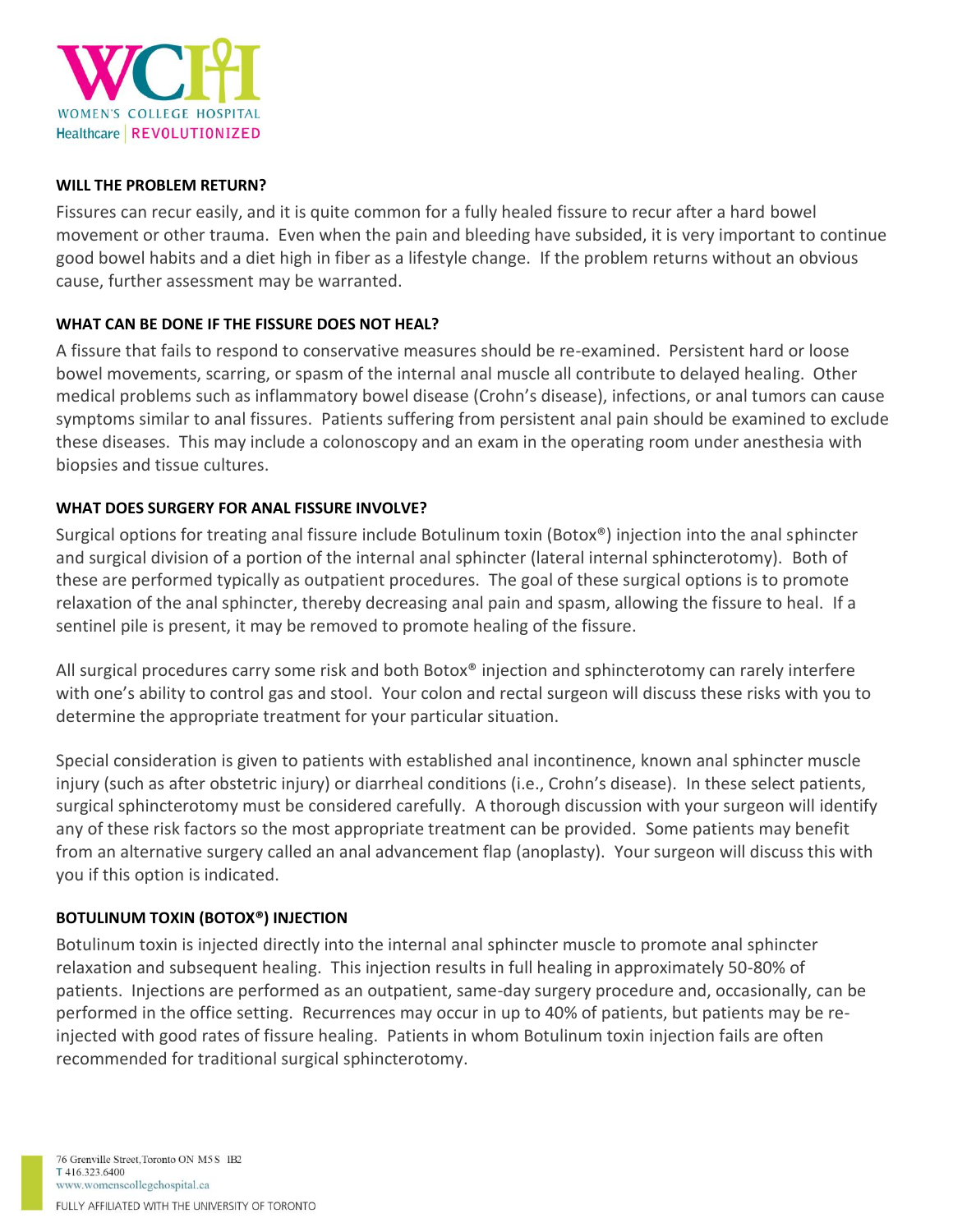## WILL THE PROBLEM RETURN?

Fissures can recur easily, and it is quite common for a fully healed fissure to recur after a hard bowel movement or other trauma. Even when the pain and bleeding have subsided, it is very important to continue good bowel habits and a diet high in fiber as a lifestyle change. If the problem returns without an obvious cause, further assessment may be warranted.

## WHAT CAN BE DONE IF THE FISSURE DOES NOT HEAL?

A fissure that fails to respond to conservative measures should be re-examined. Persistent hard or loose bowel movements, scarring, or spasm of the internal anal muscle all contribute to delayed healing. Other medical problems such as inflammatory bowel disease (Crohn's disease), infections, or anal tumors can cause symptoms similar to anal fissures. Patients suffering from persistent anal pain should be examined to exclude these diseases. This may include a colonoscopy and an exam in the operating room under anesthesia with biopsies and tissue cultures.

## WHAT DOES SURGERY FOR ANAL FISSURE INVOLVE?

Surgical options for treating anal fissure include Botulinum toxin (Botox®) injection into the anal sphincter and surgical division of a portion of the internal anal sphincter (lateral internal sphincterotomy). Both of these are performed typically as outpatient procedures. The goal of these surgical options is to promote relaxation of the anal sphincter, thereby decreasing anal pain and spasm, allowing the fissure to heal. If a sentinel pile is present, it may be removed to promote healing of the fissure.

All surgical procedures carry some risk and both Botox® injection and sphincterotomy can rarely interfere with one's ability to control gas and stool. Your colon and rectal surgeon will discuss these risks with you to determine the appropriate treatment for your particular situation.

Special consideration is given to patients with established anal incontinence, known anal sphincter muscle injury (such as after obstetric injury) or diarrheal conditions (i.e., Crohn's disease). In these select patients, surgical sphincterotomy must be considered carefully. A thorough discussion with your surgeon will identify any of these risk factors so the most appropriate treatment can be provided. Some patients may benefit from an alternative surgery called an anal advancement flap (anoplasty). Your surgeon will discuss this with you if this option is indicated.

## BOTULINUM TOXIN (BOTOX®) INJECTION

Botulinum toxin is injected directly into the internal anal sphincter muscle to promote anal sphincter relaxation and subsequent healing. This injection results in full healing in approximately 50-80% of patients. Injections are performed as an outpatient, same-day surgery procedure and, occasionally, can be performed in the office setting. Recurrences may occur in up to 40% of patients, but patients may be re-injected with good rates of fissure healing. Patients in whom Botulinum toxin injection fails are often recommended for traditional surgical sphincterotomy.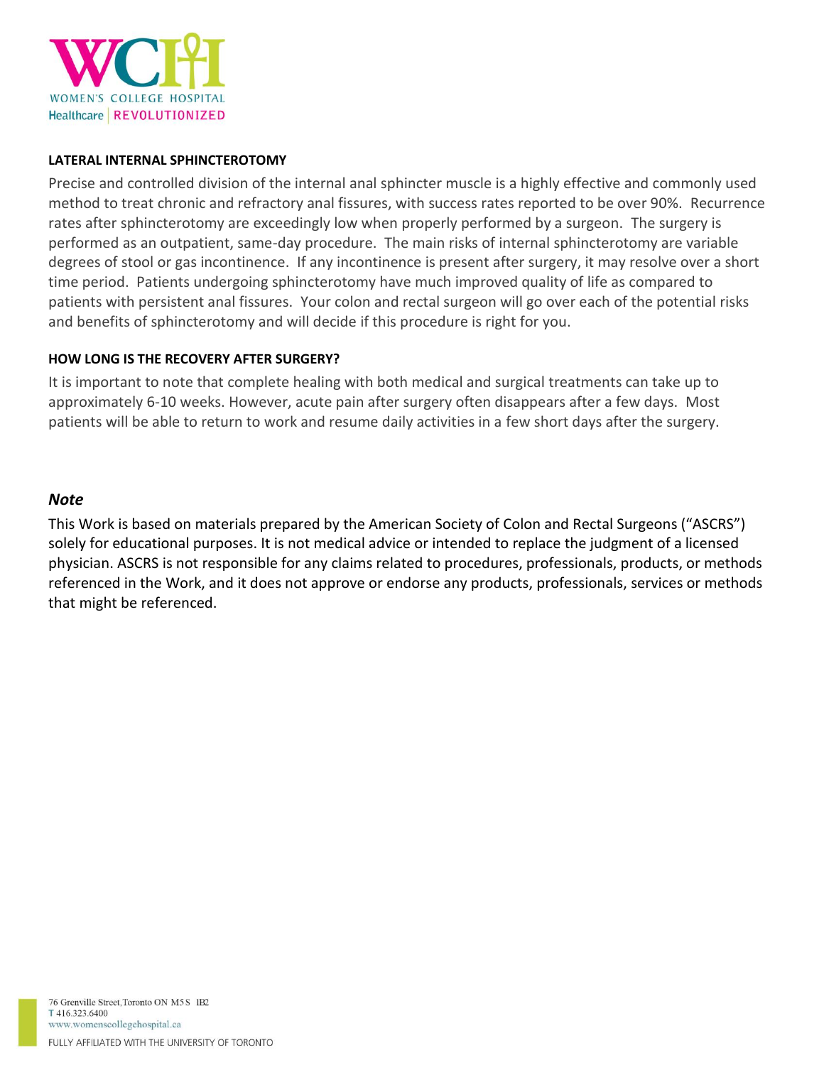## LATERAL INTERNAL SPHINCTEROTOMY

Precise and controlled division of the internal anal sphincter muscle is a highly effective and commonly used method to treat chronic and refractory anal fissures, with success rates reported to be over 90%. Recurrence rates after sphincterotomy are exceedingly low when properly performed by a surgeon. The surgery is performed as an outpatient, same-day procedure. The main risks of internal sphincterotomy are variable degrees of stool or gas incontinence. If any incontinence is present after surgery, it may resolve over a short time period. Patients undergoing sphincterotomy have much improved quality of life as compared to patients with persistent anal fissures. Your colon and rectal surgeon will go over each of the potential risks and benefits of sphincterotomy and will decide if this procedure is right for you.

## HOW LONG IS THE RECOVERY AFTER SURGERY?

It is important to note that complete healing with both medical and surgical treatments can take up to approximately 6-10 weeks. However, acute pain after surgery often disappears after a few days. Most patients will be able to return to work and resume daily activities in a few short days after the surgery.

### *Note*

This Work is based on materials prepared by the American Society of Colon and Rectal Surgeons ("ASCRS") solely for educational purposes. It is not medical advice or intended to replace the judgment of a licensed physician. ASCRS is not responsible for any claims related to procedures, professionals, products, or methods referenced in the Work, and it does not approve or endorse any products, professionals, services or methods that might be referenced.